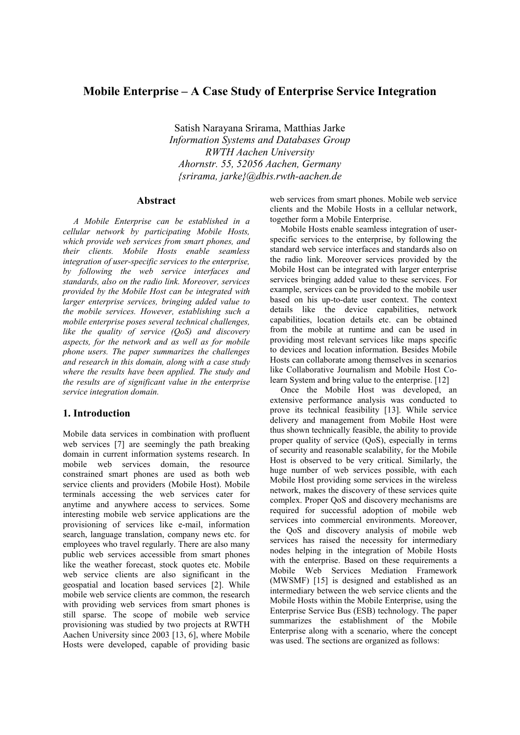# Mobile Enterprise – A Case Study of Enterprise Service Integration

Satish Narayana Srirama, Matthias Jarke
*Information Systems and Databases Group*
*RWTH Aachen University*
*Ahornstr. 55, 52056 Aachen, Germany*
*{srirama, jarke}@dbis.rwth-aachen.de*

## Abstract

*A Mobile Enterprise can be established in a cellular network by participating Mobile Hosts, which provide web services from smart phones, and their clients. Mobile Hosts enable seamless integration of user-specific services to the enterprise, by following the web service interfaces and standards, also on the radio link. Moreover, services provided by the Mobile Host can be integrated with larger enterprise services, bringing added value to the mobile services. However, establishing such a mobile enterprise poses several technical challenges, like the quality of service (QoS) and discovery aspects, for the network and as well as for mobile phone users. The paper summarizes the challenges and research in this domain, along with a case study where the results have been applied. The study and the results are of significant value in the enterprise service integration domain.*

## 1. Introduction

Mobile data services in combination with profluent web services [7] are seemingly the path breaking domain in current information systems research. In mobile web services domain, the resource constrained smart phones are used as both web service clients and providers (Mobile Host). Mobile terminals accessing the web services cater for anytime and anywhere access to services. Some interesting mobile web service applications are the provisioning of services like e-mail, information search, language translation, company news etc. for employees who travel regularly. There are also many public web services accessible from smart phones like the weather forecast, stock quotes etc. Mobile web service clients are also significant in the geospatial and location based services [2]. While mobile web service clients are common, the research with providing web services from smart phones is still sparse. The scope of mobile web service provisioning was studied by two projects at RWTH Aachen University since 2003 [13, 6], where Mobile Hosts were developed, capable of providing basic web services from smart phones. Mobile web service clients and the Mobile Hosts in a cellular network, together form a Mobile Enterprise.

Mobile Hosts enable seamless integration of user-specific services to the enterprise, by following the standard web service interfaces and standards also on the radio link. Moreover services provided by the Mobile Host can be integrated with larger enterprise services bringing added value to these services. For example, services can be provided to the mobile user based on his up-to-date user context. The context details like the device capabilities, network capabilities, location details etc. can be obtained from the mobile at runtime and can be used in providing most relevant services like maps specific to devices and location information. Besides Mobile Hosts can collaborate among themselves in scenarios like Collaborative Journalism and Mobile Host Co-learn System and bring value to the enterprise. [12]

Once the Mobile Host was developed, an extensive performance analysis was conducted to prove its technical feasibility [13]. While service delivery and management from Mobile Host were thus shown technically feasible, the ability to provide proper quality of service (QoS), especially in terms of security and reasonable scalability, for the Mobile Host is observed to be very critical. Similarly, the huge number of web services possible, with each Mobile Host providing some services in the wireless network, makes the discovery of these services quite complex. Proper QoS and discovery mechanisms are required for successful adoption of mobile web services into commercial environments. Moreover, the QoS and discovery analysis of mobile web services has raised the necessity for intermediary nodes helping in the integration of Mobile Hosts with the enterprise. Based on these requirements a Mobile Web Services Mediation Framework (MWSMF) [15] is designed and established as an intermediary between the web service clients and the Mobile Hosts within the Mobile Enterprise, using the Enterprise Service Bus (ESB) technology. The paper summarizes the establishment of the Mobile Enterprise along with a scenario, where the concept was used. The sections are organized as follows: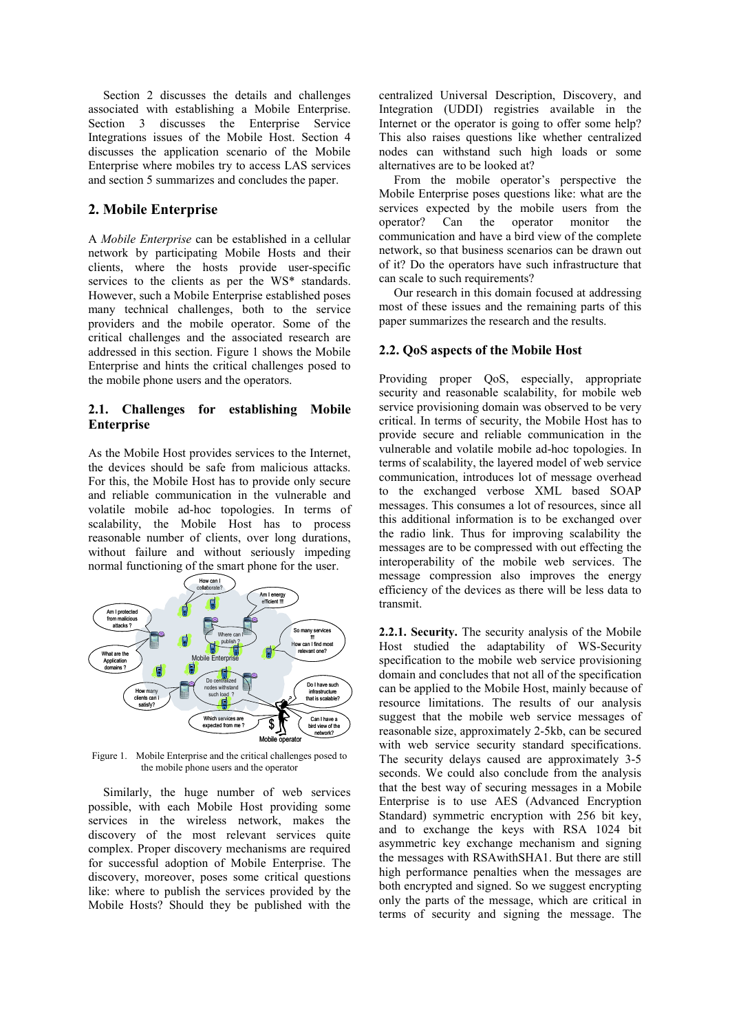Section 2 discusses the details and challenges associated with establishing a Mobile Enterprise. Section 3 discusses the Enterprise Service Integrations issues of the Mobile Host. Section 4 discusses the application scenario of the Mobile Enterprise where mobiles try to access LAS services and section 5 summarizes and concludes the paper.

## 2. Mobile Enterprise

A *Mobile Enterprise* can be established in a cellular network by participating Mobile Hosts and their clients, where the hosts provide user-specific services to the clients as per the WS* standards. However, such a Mobile Enterprise established poses many technical challenges, both to the service providers and the mobile operator. Some of the critical challenges and the associated research are addressed in this section. Figure 1 shows the Mobile Enterprise and hints the critical challenges posed to the mobile phone users and the operators.

### 2.1. Challenges for establishing Mobile Enterprise

As the Mobile Host provides services to the Internet, the devices should be safe from malicious attacks. For this, the Mobile Host has to provide only secure and reliable communication in the vulnerable and volatile mobile ad-hoc topologies. In terms of scalability, the Mobile Host has to process reasonable number of clients, over long durations, without failure and without seriously impeding normal functioning of the smart phone for the user.

How can I collaborate?
Am I energy efficient !!!
Am I protected from malicious attacks ?
Where can I publish ?
So many services !!! How can I find most relevant one?
What are the Application domains ?
Mobile Enterprise
How many clients can I satisfy?
Do centralized nodes withstand such load ?
Do I have such infrastructure that is scalable?
Which services are expected from me ?
Can I have a bird view of the network?
Mobile operator

Figure 1. Mobile Enterprise and the critical challenges posed to the mobile phone users and the operator

Similarly, the huge number of web services possible, with each Mobile Host providing some services in the wireless network, makes the discovery of the most relevant services quite complex. Proper discovery mechanisms are required for successful adoption of Mobile Enterprise. The discovery, moreover, poses some critical questions like: where to publish the services provided by the Mobile Hosts? Should they be published with the centralized Universal Description, Discovery, and Integration (UDDI) registries available in the Internet or the operator is going to offer some help? This also raises questions like whether centralized nodes can withstand such high loads or some alternatives are to be looked at?

From the mobile operator's perspective the Mobile Enterprise poses questions like: what are the services expected by the mobile users from the operator? Can the operator monitor the communication and have a bird view of the complete network, so that business scenarios can be drawn out of it? Do the operators have such infrastructure that can scale to such requirements?

Our research in this domain focused at addressing most of these issues and the remaining parts of this paper summarizes the research and the results.

### 2.2. QoS aspects of the Mobile Host

Providing proper QoS, especially, appropriate security and reasonable scalability, for mobile web service provisioning domain was observed to be very critical. In terms of security, the Mobile Host has to provide secure and reliable communication in the vulnerable and volatile mobile ad-hoc topologies. In terms of scalability, the layered model of web service communication, introduces lot of message overhead to the exchanged verbose XML based SOAP messages. This consumes a lot of resources, since all this additional information is to be exchanged over the radio link. Thus for improving scalability the messages are to be compressed with out effecting the interoperability of the mobile web services. The message compression also improves the energy efficiency of the devices as there will be less data to transmit.

**2.2.1. Security.** The security analysis of the Mobile Host studied the adaptability of WS-Security specification to the mobile web service provisioning domain and concludes that not all of the specification can be applied to the Mobile Host, mainly because of resource limitations. The results of our analysis suggest that the mobile web service messages of reasonable size, approximately 2-5kb, can be secured with web service security standard specifications. The security delays caused are approximately 3-5 seconds. We could also conclude from the analysis that the best way of securing messages in a Mobile Enterprise is to use AES (Advanced Encryption Standard) symmetric encryption with 256 bit key, and to exchange the keys with RSA 1024 bit asymmetric key exchange mechanism and signing the messages with RSAwithSHA1. But there are still high performance penalties when the messages are both encrypted and signed. So we suggest encrypting only the parts of the message, which are critical in terms of security and signing the message. The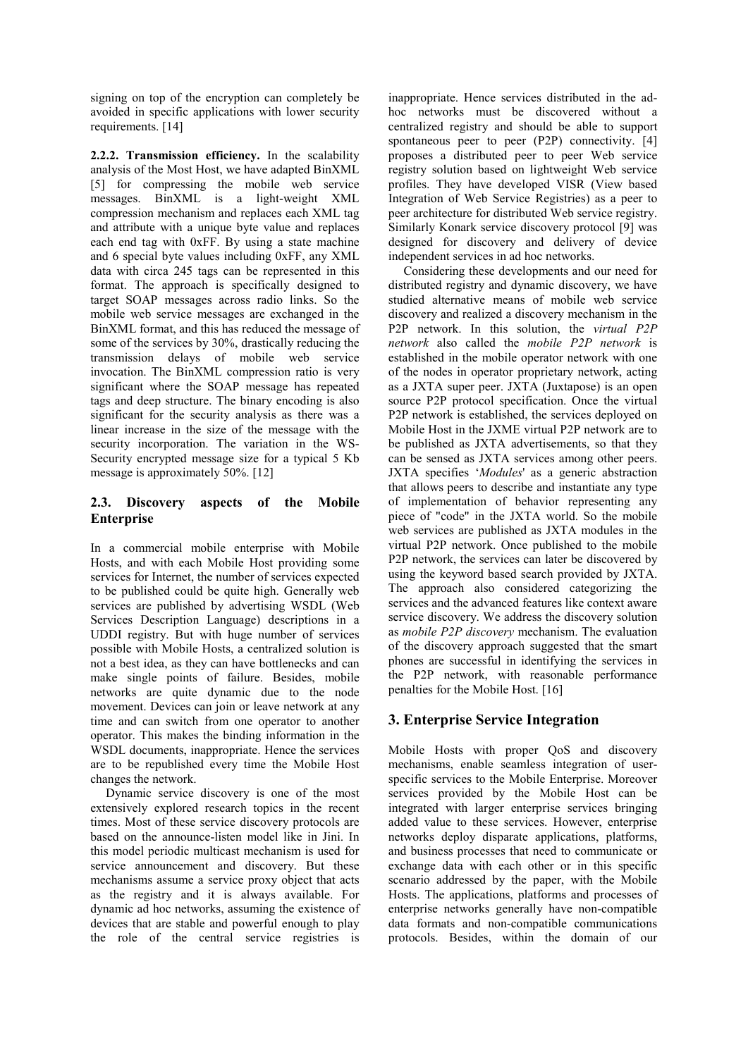signing on top of the encryption can completely be avoided in specific applications with lower security requirements. [14]

**2.2.2. Transmission efficiency.** In the scalability analysis of the Most Host, we have adapted BinXML [5] for compressing the mobile web service messages. BinXML is a light-weight XML compression mechanism and replaces each XML tag and attribute with a unique byte value and replaces each end tag with 0xFF. By using a state machine and 6 special byte values including 0xFF, any XML data with circa 245 tags can be represented in this format. The approach is specifically designed to target SOAP messages across radio links. So the mobile web service messages are exchanged in the BinXML format, and this has reduced the message of some of the services by 30%, drastically reducing the transmission delays of mobile web service invocation. The BinXML compression ratio is very significant where the SOAP message has repeated tags and deep structure. The binary encoding is also significant for the security analysis as there was a linear increase in the size of the message with the security incorporation. The variation in the WS-Security encrypted message size for a typical 5 Kb message is approximately 50%. [12]

### 2.3. Discovery aspects of the Mobile Enterprise

In a commercial mobile enterprise with Mobile Hosts, and with each Mobile Host providing some services for Internet, the number of services expected to be published could be quite high. Generally web services are published by advertising WSDL (Web Services Description Language) descriptions in a UDDI registry. But with huge number of services possible with Mobile Hosts, a centralized solution is not a best idea, as they can have bottlenecks and can make single points of failure. Besides, mobile networks are quite dynamic due to the node movement. Devices can join or leave network at any time and can switch from one operator to another operator. This makes the binding information in the WSDL documents, inappropriate. Hence the services are to be republished every time the Mobile Host changes the network.

Dynamic service discovery is one of the most extensively explored research topics in the recent times. Most of these service discovery protocols are based on the announce-listen model like in Jini. In this model periodic multicast mechanism is used for service announcement and discovery. But these mechanisms assume a service proxy object that acts as the registry and it is always available. For dynamic ad hoc networks, assuming the existence of devices that are stable and powerful enough to play the role of the central service registries is inappropriate. Hence services distributed in the ad-hoc networks must be discovered without a centralized registry and should be able to support spontaneous peer to peer (P2P) connectivity. [4] proposes a distributed peer to peer Web service registry solution based on lightweight Web service profiles. They have developed VISR (View based Integration of Web Service Registries) as a peer to peer architecture for distributed Web service registry. Similarly Konark service discovery protocol [9] was designed for discovery and delivery of device independent services in ad hoc networks.

Considering these developments and our need for distributed registry and dynamic discovery, we have studied alternative means of mobile web service discovery and realized a discovery mechanism in the P2P network. In this solution, the *virtual P2P network* also called the *mobile P2P network* is established in the mobile operator network with one of the nodes in operator proprietary network, acting as a JXTA super peer. JXTA (Juxtapose) is an open source P2P protocol specification. Once the virtual P2P network is established, the services deployed on Mobile Host in the JXME virtual P2P network are to be published as JXTA advertisements, so that they can be sensed as JXTA services among other peers. JXTA specifies '*Modules*' as a generic abstraction that allows peers to describe and instantiate any type of implementation of behavior representing any piece of "code" in the JXTA world. So the mobile web services are published as JXTA modules in the virtual P2P network. Once published to the mobile P2P network, the services can later be discovered by using the keyword based search provided by JXTA. The approach also considered categorizing the services and the advanced features like context aware service discovery. We address the discovery solution as *mobile P2P discovery* mechanism. The evaluation of the discovery approach suggested that the smart phones are successful in identifying the services in the P2P network, with reasonable performance penalties for the Mobile Host. [16]

## 3. Enterprise Service Integration

Mobile Hosts with proper QoS and discovery mechanisms, enable seamless integration of user-specific services to the Mobile Enterprise. Moreover services provided by the Mobile Host can be integrated with larger enterprise services bringing added value to these services. However, enterprise networks deploy disparate applications, platforms, and business processes that need to communicate or exchange data with each other or in this specific scenario addressed by the paper, with the Mobile Hosts. The applications, platforms and processes of enterprise networks generally have non-compatible data formats and non-compatible communications protocols. Besides, within the domain of our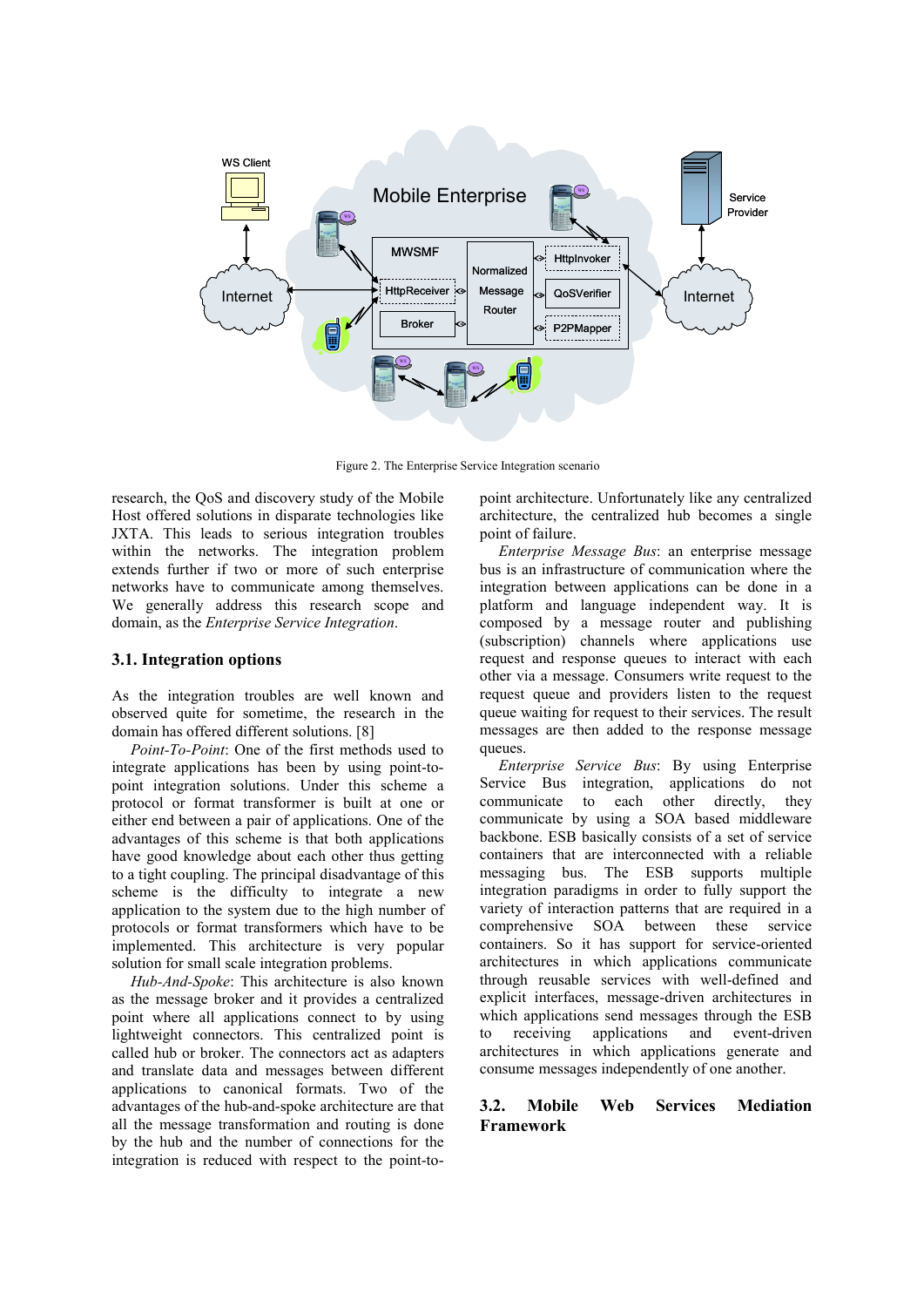WS Client

Mobile Enterprise

Service Provider

Internet

MWSMF

Normalized Message Router

HttpInvoker

HttpReceiver

QoSVerifier

Internet

Broker

P2PMapper

Figure 2. The Enterprise Service Integration scenario

research, the QoS and discovery study of the Mobile Host offered solutions in disparate technologies like JXTA. This leads to serious integration troubles within the networks. The integration problem extends further if two or more of such enterprise networks have to communicate among themselves. We generally address this research scope and domain, as the *Enterprise Service Integration*.

### 3.1. Integration options

As the integration troubles are well known and observed quite for sometime, the research in the domain has offered different solutions. [8]

*Point-To-Point*: One of the first methods used to integrate applications has been by using point-to-point integration solutions. Under this scheme a protocol or format transformer is built at one or either end between a pair of applications. One of the advantages of this scheme is that both applications have good knowledge about each other thus getting to a tight coupling. The principal disadvantage of this scheme is the difficulty to integrate a new application to the system due to the high number of protocols or format transformers which have to be implemented. This architecture is very popular solution for small scale integration problems.

*Hub-And-Spoke*: This architecture is also known as the message broker and it provides a centralized point where all applications connect to by using lightweight connectors. This centralized point is called hub or broker. The connectors act as adapters and translate data and messages between different applications to canonical formats. Two of the advantages of the hub-and-spoke architecture are that all the message transformation and routing is done by the hub and the number of connections for the integration is reduced with respect to the point-to-point architecture. Unfortunately like any centralized architecture, the centralized hub becomes a single point of failure.

*Enterprise Message Bus*: an enterprise message bus is an infrastructure of communication where the integration between applications can be done in a platform and language independent way. It is composed by a message router and publishing (subscription) channels where applications use request and response queues to interact with each other via a message. Consumers write request to the request queue and providers listen to the request queue waiting for request to their services. The result messages are then added to the response message queues.

*Enterprise Service Bus*: By using Enterprise Service Bus integration, applications do not communicate to each other directly, they communicate by using a SOA based middleware backbone. ESB basically consists of a set of service containers that are interconnected with a reliable messaging bus. The ESB supports multiple integration paradigms in order to fully support the variety of interaction patterns that are required in a comprehensive SOA between these service containers. So it has support for service-oriented architectures in which applications communicate through reusable services with well-defined and explicit interfaces, message-driven architectures in which applications send messages through the ESB to receiving applications and event-driven architectures in which applications generate and consume messages independently of one another.

### 3.2. Mobile Web Services Mediation Framework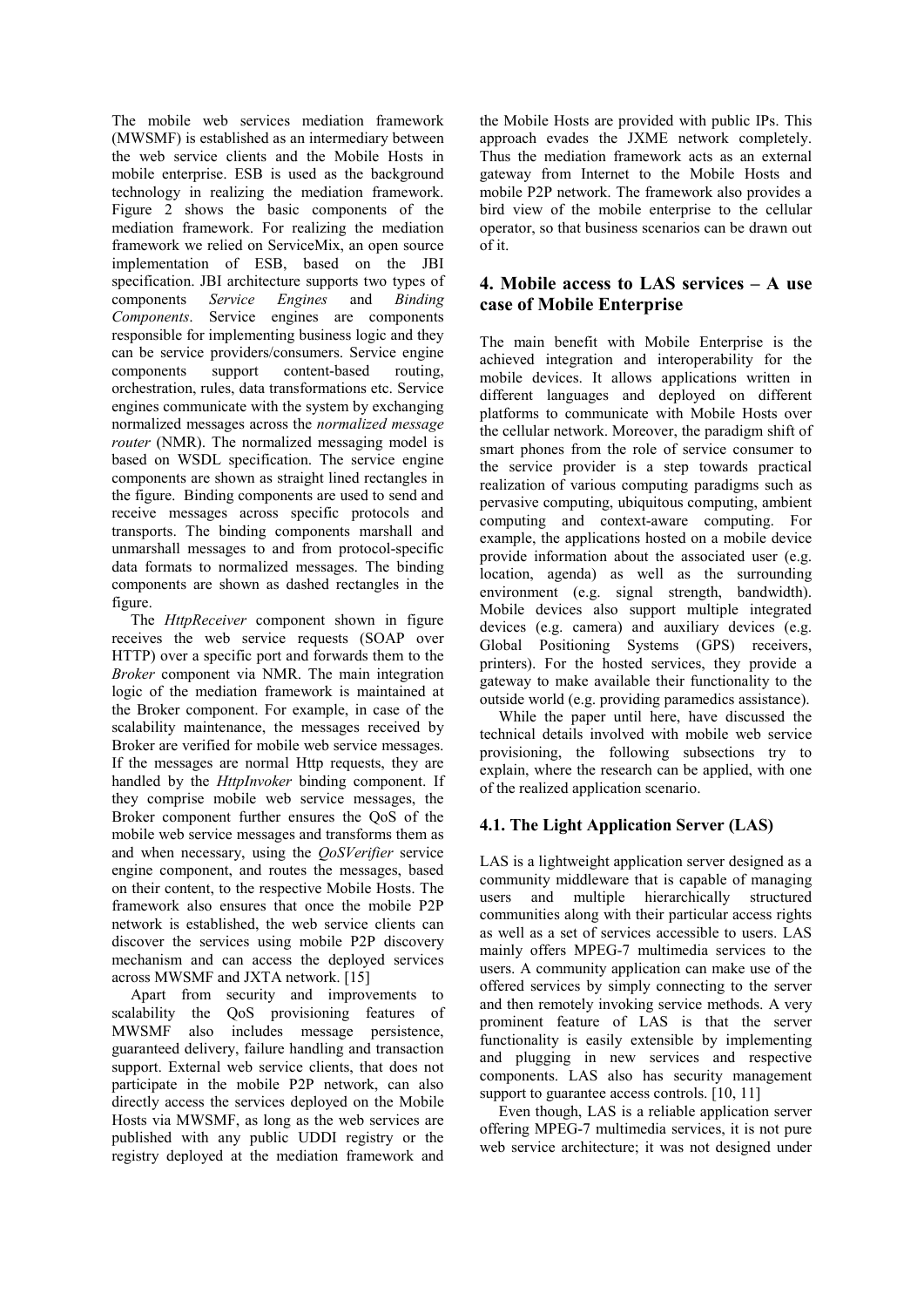The mobile web services mediation framework (MWSMF) is established as an intermediary between the web service clients and the Mobile Hosts in mobile enterprise. ESB is used as the background technology in realizing the mediation framework. Figure 2 shows the basic components of the mediation framework. For realizing the mediation framework we relied on ServiceMix, an open source implementation of ESB, based on the JBI specification. JBI architecture supports two types of components *Service Engines* and *Binding Components*. Service engines are components responsible for implementing business logic and they can be service providers/consumers. Service engine components support content-based routing, orchestration, rules, data transformations etc. Service engines communicate with the system by exchanging normalized messages across the *normalized message router* (NMR). The normalized messaging model is based on WSDL specification. The service engine components are shown as straight lined rectangles in the figure. Binding components are used to send and receive messages across specific protocols and transports. The binding components marshall and unmarshall messages to and from protocol-specific data formats to normalized messages. The binding components are shown as dashed rectangles in the figure.

The *HttpReceiver* component shown in figure receives the web service requests (SOAP over HTTP) over a specific port and forwards them to the *Broker* component via NMR. The main integration logic of the mediation framework is maintained at the Broker component. For example, in case of the scalability maintenance, the messages received by Broker are verified for mobile web service messages. If the messages are normal Http requests, they are handled by the *HttpInvoker* binding component. If they comprise mobile web service messages, the Broker component further ensures the QoS of the mobile web service messages and transforms them as and when necessary, using the *QoSVerifier* service engine component, and routes the messages, based on their content, to the respective Mobile Hosts. The framework also ensures that once the mobile P2P network is established, the web service clients can discover the services using mobile P2P discovery mechanism and can access the deployed services across MWSMF and JXTA network. [15]

Apart from security and improvements to scalability the QoS provisioning features of MWSMF also includes message persistence, guaranteed delivery, failure handling and transaction support. External web service clients, that does not participate in the mobile P2P network, can also directly access the services deployed on the Mobile Hosts via MWSMF, as long as the web services are published with any public UDDI registry or the registry deployed at the mediation framework and the Mobile Hosts are provided with public IPs. This approach evades the JXME network completely. Thus the mediation framework acts as an external gateway from Internet to the Mobile Hosts and mobile P2P network. The framework also provides a bird view of the mobile enterprise to the cellular operator, so that business scenarios can be drawn out of it.

## 4. Mobile access to LAS services – A use case of Mobile Enterprise

The main benefit with Mobile Enterprise is the achieved integration and interoperability for the mobile devices. It allows applications written in different languages and deployed on different platforms to communicate with Mobile Hosts over the cellular network. Moreover, the paradigm shift of smart phones from the role of service consumer to the service provider is a step towards practical realization of various computing paradigms such as pervasive computing, ubiquitous computing, ambient computing and context-aware computing. For example, the applications hosted on a mobile device provide information about the associated user (e.g. location, agenda) as well as the surrounding environment (e.g. signal strength, bandwidth). Mobile devices also support multiple integrated devices (e.g. camera) and auxiliary devices (e.g. Global Positioning Systems (GPS) receivers, printers). For the hosted services, they provide a gateway to make available their functionality to the outside world (e.g. providing paramedics assistance).

While the paper until here, have discussed the technical details involved with mobile web service provisioning, the following subsections try to explain, where the research can be applied, with one of the realized application scenario.

### 4.1. The Light Application Server (LAS)

LAS is a lightweight application server designed as a community middleware that is capable of managing users and multiple hierarchically structured communities along with their particular access rights as well as a set of services accessible to users. LAS mainly offers MPEG-7 multimedia services to the users. A community application can make use of the offered services by simply connecting to the server and then remotely invoking service methods. A very prominent feature of LAS is that the server functionality is easily extensible by implementing and plugging in new services and respective components. LAS also has security management support to guarantee access controls. [10, 11]

Even though, LAS is a reliable application server offering MPEG-7 multimedia services, it is not pure web service architecture; it was not designed under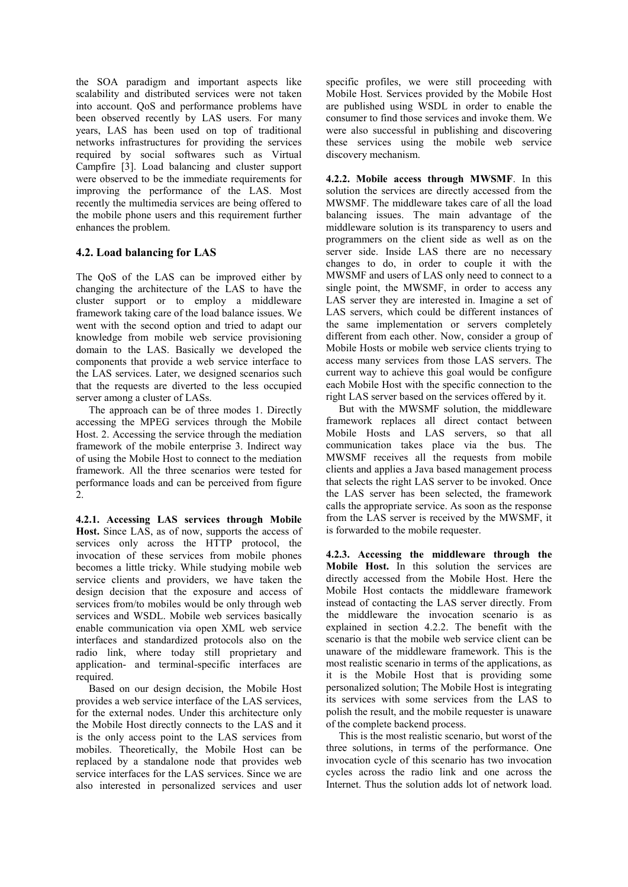the SOA paradigm and important aspects like scalability and distributed services were not taken into account. QoS and performance problems have been observed recently by LAS users. For many years, LAS has been used on top of traditional networks infrastructures for providing the services required by social softwares such as Virtual Campfire [3]. Load balancing and cluster support were observed to be the immediate requirements for improving the performance of the LAS. Most recently the multimedia services are being offered to the mobile phone users and this requirement further enhances the problem.

### 4.2. Load balancing for LAS

The QoS of the LAS can be improved either by changing the architecture of the LAS to have the cluster support or to employ a middleware framework taking care of the load balance issues. We went with the second option and tried to adapt our knowledge from mobile web service provisioning domain to the LAS. Basically we developed the components that provide a web service interface to the LAS services. Later, we designed scenarios such that the requests are diverted to the less occupied server among a cluster of LASs.

The approach can be of three modes 1. Directly accessing the MPEG services through the Mobile Host. 2. Accessing the service through the mediation framework of the mobile enterprise 3. Indirect way of using the Mobile Host to connect to the mediation framework. All the three scenarios were tested for performance loads and can be perceived from figure 2.

**4.2.1. Accessing LAS services through Mobile Host.** Since LAS, as of now, supports the access of services only across the HTTP protocol, the invocation of these services from mobile phones becomes a little tricky. While studying mobile web service clients and providers, we have taken the design decision that the exposure and access of services from/to mobiles would be only through web services and WSDL. Mobile web services basically enable communication via open XML web service interfaces and standardized protocols also on the radio link, where today still proprietary and application- and terminal-specific interfaces are required.

Based on our design decision, the Mobile Host provides a web service interface of the LAS services, for the external nodes. Under this architecture only the Mobile Host directly connects to the LAS and it is the only access point to the LAS services from mobiles. Theoretically, the Mobile Host can be replaced by a standalone node that provides web service interfaces for the LAS services. Since we are also interested in personalized services and user specific profiles, we were still proceeding with Mobile Host. Services provided by the Mobile Host are published using WSDL in order to enable the consumer to find those services and invoke them. We were also successful in publishing and discovering these services using the mobile web service discovery mechanism.

**4.2.2. Mobile access through MWSMF**. In this solution the services are directly accessed from the MWSMF. The middleware takes care of all the load balancing issues. The main advantage of the middleware solution is its transparency to users and programmers on the client side as well as on the server side. Inside LAS there are no necessary changes to do, in order to couple it with the MWSMF and users of LAS only need to connect to a single point, the MWSMF, in order to access any LAS server they are interested in. Imagine a set of LAS servers, which could be different instances of the same implementation or servers completely different from each other. Now, consider a group of Mobile Hosts or mobile web service clients trying to access many services from those LAS servers. The current way to achieve this goal would be configure each Mobile Host with the specific connection to the right LAS server based on the services offered by it.

But with the MWSMF solution, the middleware framework replaces all direct contact between Mobile Hosts and LAS servers, so that all communication takes place via the bus. The MWSMF receives all the requests from mobile clients and applies a Java based management process that selects the right LAS server to be invoked. Once the LAS server has been selected, the framework calls the appropriate service. As soon as the response from the LAS server is received by the MWSMF, it is forwarded to the mobile requester.

**4.2.3. Accessing the middleware through the Mobile Host.** In this solution the services are directly accessed from the Mobile Host. Here the Mobile Host contacts the middleware framework instead of contacting the LAS server directly. From the middleware the invocation scenario is as explained in section 4.2.2. The benefit with the scenario is that the mobile web service client can be unaware of the middleware framework. This is the most realistic scenario in terms of the applications, as it is the Mobile Host that is providing some personalized solution; The Mobile Host is integrating its services with some services from the LAS to polish the result, and the mobile requester is unaware of the complete backend process.

This is the most realistic scenario, but worst of the three solutions, in terms of the performance. One invocation cycle of this scenario has two invocation cycles across the radio link and one across the Internet. Thus the solution adds lot of network load.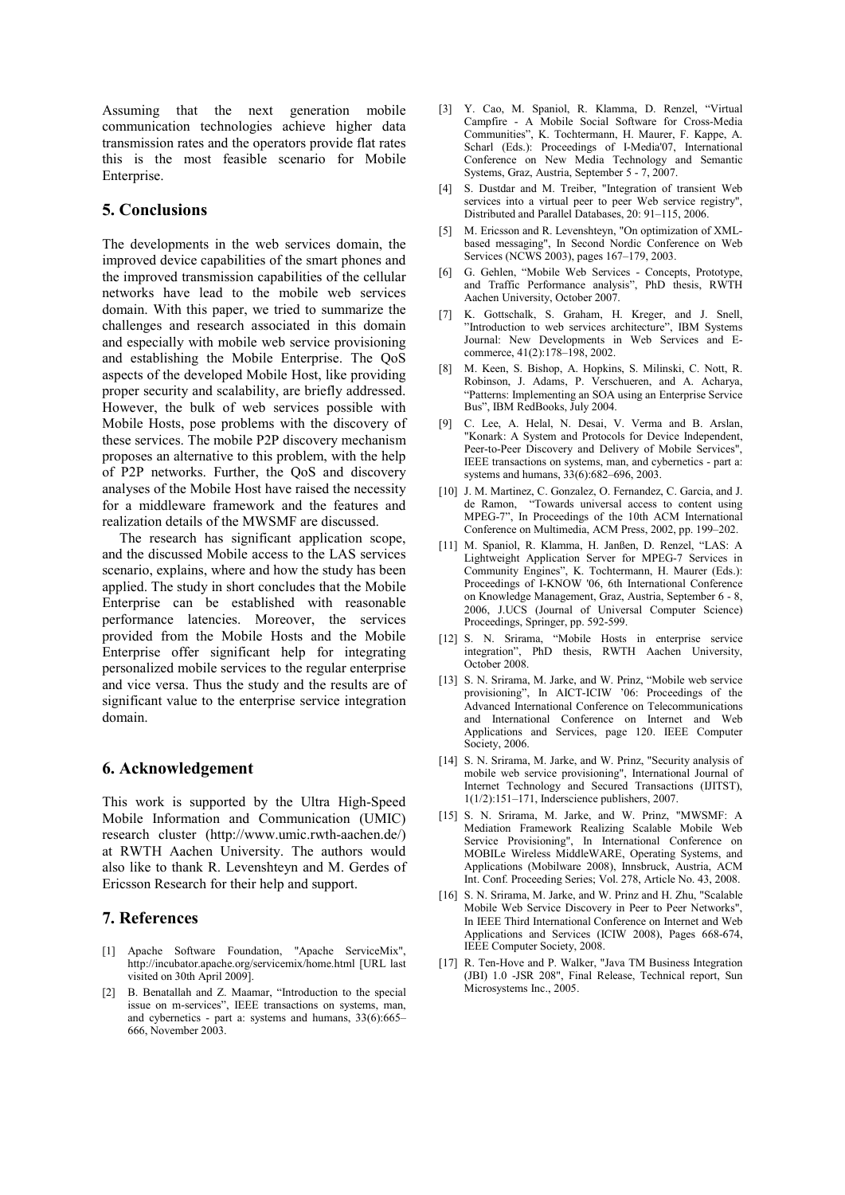Assuming that the next generation mobile communication technologies achieve higher data transmission rates and the operators provide flat rates this is the most feasible scenario for Mobile Enterprise.

## 5. Conclusions

The developments in the web services domain, the improved device capabilities of the smart phones and the improved transmission capabilities of the cellular networks have lead to the mobile web services domain. With this paper, we tried to summarize the challenges and research associated in this domain and especially with mobile web service provisioning and establishing the Mobile Enterprise. The QoS aspects of the developed Mobile Host, like providing proper security and scalability, are briefly addressed. However, the bulk of web services possible with Mobile Hosts, pose problems with the discovery of these services. The mobile P2P discovery mechanism proposes an alternative to this problem, with the help of P2P networks. Further, the QoS and discovery analyses of the Mobile Host have raised the necessity for a middleware framework and the features and realization details of the MWSMF are discussed.

The research has significant application scope, and the discussed Mobile access to the LAS services scenario, explains, where and how the study has been applied. The study in short concludes that the Mobile Enterprise can be established with reasonable performance latencies. Moreover, the services provided from the Mobile Hosts and the Mobile Enterprise offer significant help for integrating personalized mobile services to the regular enterprise and vice versa. Thus the study and the results are of significant value to the enterprise service integration domain.

## 6. Acknowledgement

This work is supported by the Ultra High-Speed Mobile Information and Communication (UMIC) research cluster (http://www.umic.rwth-aachen.de/) at RWTH Aachen University. The authors would also like to thank R. Levenshteyn and M. Gerdes of Ericsson Research for their help and support.

## 7. References

[1] Apache Software Foundation, "Apache ServiceMix", http://incubator.apache.org/servicemix/home.html [URL last visited on 30th April 2009].

[2] B. Benatallah and Z. Maamar, "Introduction to the special issue on m-services", IEEE transactions on systems, man, and cybernetics - part a: systems and humans, 33(6):665–666, November 2003.

[3] Y. Cao, M. Spaniol, R. Klamma, D. Renzel, "Virtual Campfire - A Mobile Social Software for Cross-Media Communities", K. Tochtermann, H. Maurer, F. Kappe, A. Scharl (Eds.): Proceedings of I-Media'07, International Conference on New Media Technology and Semantic Systems, Graz, Austria, September 5 - 7, 2007.

[4] S. Dustdar and M. Treiber, "Integration of transient Web services into a virtual peer to peer Web service registry", Distributed and Parallel Databases, 20: 91–115, 2006.

[5] M. Ericsson and R. Levenshteyn, "On optimization of XML-based messaging", In Second Nordic Conference on Web Services (NCWS 2003), pages 167–179, 2003.

[6] G. Gehlen, "Mobile Web Services - Concepts, Prototype, and Traffic Performance analysis", PhD thesis, RWTH Aachen University, October 2007.

[7] K. Gottschalk, S. Graham, H. Kreger, and J. Snell, "Introduction to web services architecture", IBM Systems Journal: New Developments in Web Services and E-commerce, 41(2):178–198, 2002.

[8] M. Keen, S. Bishop, A. Hopkins, S. Milinski, C. Nott, R. Robinson, J. Adams, P. Verschueren, and A. Acharya, "Patterns: Implementing an SOA using an Enterprise Service Bus", IBM RedBooks, July 2004.

[9] C. Lee, A. Helal, N. Desai, V. Verma and B. Arslan, "Konark: A System and Protocols for Device Independent, Peer-to-Peer Discovery and Delivery of Mobile Services", IEEE transactions on systems, man, and cybernetics - part a: systems and humans, 33(6):682–696, 2003.

[10] J. M. Martinez, C. Gonzalez, O. Fernandez, C. Garcia, and J. de Ramon, "Towards universal access to content using MPEG-7", In Proceedings of the 10th ACM International Conference on Multimedia, ACM Press, 2002, pp. 199–202.

[11] M. Spaniol, R. Klamma, H. Janßen, D. Renzel, "LAS: A Lightweight Application Server for MPEG-7 Services in Community Engines", K. Tochtermann, H. Maurer (Eds.): Proceedings of I-KNOW '06, 6th International Conference on Knowledge Management, Graz, Austria, September 6 - 8, 2006, J.UCS (Journal of Universal Computer Science) Proceedings, Springer, pp. 592-599.

[12] S. N. Srirama, "Mobile Hosts in enterprise service integration", PhD thesis, RWTH Aachen University, October 2008.

[13] S. N. Srirama, M. Jarke, and W. Prinz, "Mobile web service provisioning", In AICT-ICIW '06: Proceedings of the Advanced International Conference on Telecommunications and International Conference on Internet and Web Applications and Services, page 120. IEEE Computer Society, 2006.

[14] S. N. Srirama, M. Jarke, and W. Prinz, "Security analysis of mobile web service provisioning", International Journal of Internet Technology and Secured Transactions (IJITST), 1(1/2):151–171, Inderscience publishers, 2007.

[15] S. N. Srirama, M. Jarke, and W. Prinz, "MWSMF: A Mediation Framework Realizing Scalable Mobile Web Service Provisioning", In International Conference on MOBILe Wireless MiddleWARE, Operating Systems, and Applications (Mobilware 2008), Innsbruck, Austria, ACM Int. Conf. Proceeding Series; Vol. 278, Article No. 43, 2008.

[16] S. N. Srirama, M. Jarke, and W. Prinz and H. Zhu, "Scalable Mobile Web Service Discovery in Peer to Peer Networks", In IEEE Third International Conference on Internet and Web Applications and Services (ICIW 2008), Pages 668-674, IEEE Computer Society, 2008.

[17] R. Ten-Hove and P. Walker, "Java TM Business Integration (JBI) 1.0 -JSR 208", Final Release, Technical report, Sun Microsystems Inc., 2005.